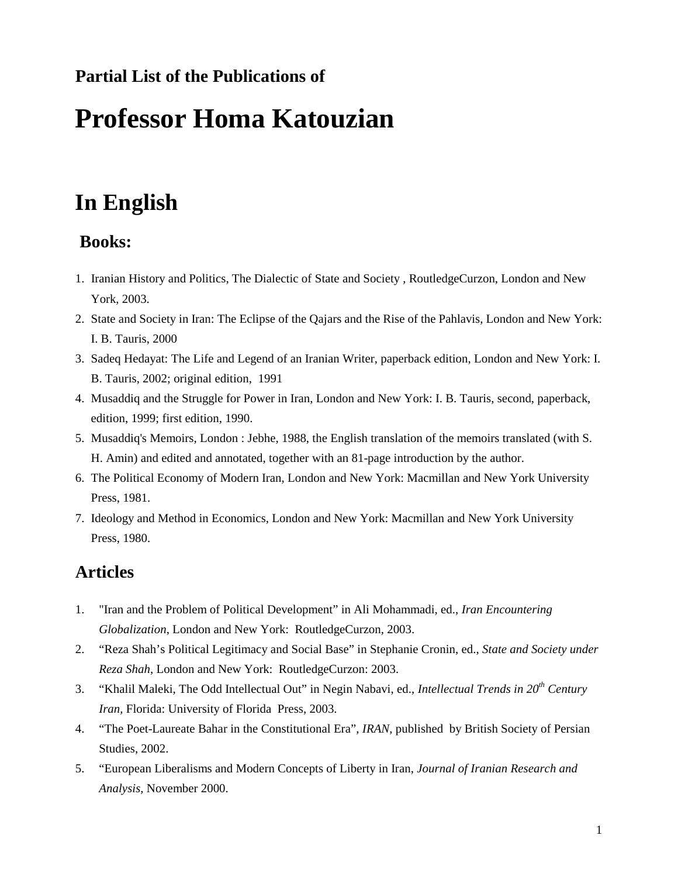**Partial List of the Publications of**

# Professor Homa Katouzian

# In English

## Books:

1. Iranian History and Politics, The Dialectic of State and Society , RoutledgeCurzon, London and New York, 2003.
2. State and Society in Iran: The Eclipse of the Qajars and the Rise of the Pahlavis, London and New York: I. B. Tauris, 2000
3. Sadeq Hedayat: The Life and Legend of an Iranian Writer, paperback edition, London and New York: I. B. Tauris, 2002; original edition, 1991
4. Musaddiq and the Struggle for Power in Iran, London and New York: I. B. Tauris, second, paperback, edition, 1999; first edition, 1990.
5. Musaddiq's Memoirs, London : Jebhe, 1988, the English translation of the memoirs translated (with S. H. Amin) and edited and annotated, together with an 81-page introduction by the author.
6. The Political Economy of Modern Iran, London and New York: Macmillan and New York University Press, 1981.
7. Ideology and Method in Economics, London and New York: Macmillan and New York University Press, 1980.

## Articles

1. "Iran and the Problem of Political Development" in Ali Mohammadi, ed., *Iran Encountering Globalization*, London and New York: RoutledgeCurzon, 2003.
2. "Reza Shah's Political Legitimacy and Social Base" in Stephanie Cronin, ed., *State and Society under Reza Shah*, London and New York: RoutledgeCurzon: 2003.
3. "Khalil Maleki, The Odd Intellectual Out" in Negin Nabavi, ed., *Intellectual Trends in 20th Century Iran*, Florida: University of Florida Press, 2003.
4. "The Poet-Laureate Bahar in the Constitutional Era", *IRAN*, published by British Society of Persian Studies, 2002.
5. "European Liberalisms and Modern Concepts of Liberty in Iran, *Journal of Iranian Research and Analysis*, November 2000.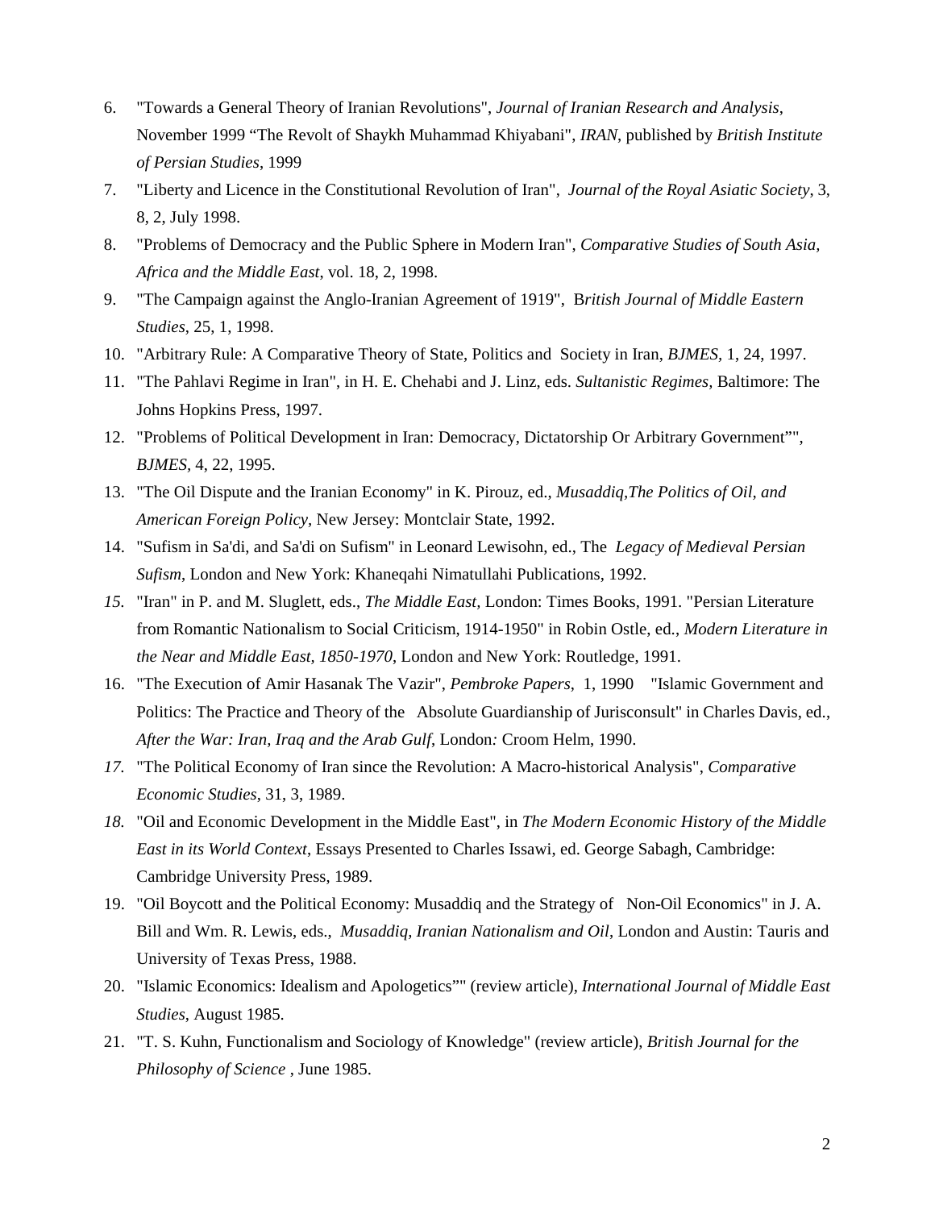6. "Towards a General Theory of Iranian Revolutions", *Journal of Iranian Research and Analysis*, November 1999 "The Revolt of Shaykh Muhammad Khiyabani", *IRAN*, published by *British Institute of Persian Studies*, 1999
7. "Liberty and Licence in the Constitutional Revolution of Iran", *Journal of the Royal Asiatic Society*, 3, 8, 2, July 1998.
8. "Problems of Democracy and the Public Sphere in Modern Iran", *Comparative Studies of South Asia, Africa and the Middle East*, vol. 18, 2, 1998.
9. "The Campaign against the Anglo-Iranian Agreement of 1919", B*ritish Journal of Middle Eastern Studies*, 25, 1, 1998.
10. "Arbitrary Rule: A Comparative Theory of State, Politics and Society in Iran, *BJMES*, 1, 24, 1997.
11. "The Pahlavi Regime in Iran", in H. E. Chehabi and J. Linz, eds. *Sultanistic Regimes*, Baltimore: The Johns Hopkins Press, 1997.
12. "Problems of Political Development in Iran: Democracy, Dictatorship Or Arbitrary Government"", *BJMES*, 4, 22, 1995.
13. "The Oil Dispute and the Iranian Economy" in K. Pirouz, ed., *Musaddiq,The Politics of Oil, and American Foreign Policy*, New Jersey: Montclair State, 1992.
14. "Sufism in Sa'di, and Sa'di on Sufism" in Leonard Lewisohn, ed., The *Legacy of Medieval Persian Sufism*, London and New York: Khaneqahi Nimatullahi Publications, 1992.
15. "Iran" in P. and M. Sluglett, eds., *The Middle East*, London: Times Books, 1991. "Persian Literature from Romantic Nationalism to Social Criticism, 1914-1950" in Robin Ostle, ed., *Modern Literature in the Near and Middle East, 1850-1970*, London and New York: Routledge, 1991.
16. "The Execution of Amir Hasanak The Vazir", *Pembroke Papers*, 1, 1990 "Islamic Government and Politics: The Practice and Theory of the Absolute Guardianship of Jurisconsult" in Charles Davis, ed., *After the War: Iran, Iraq and the Arab Gulf*, London*:* Croom Helm, 1990.
17. "The Political Economy of Iran since the Revolution: A Macro-historical Analysis", *Comparative Economic Studies*, 31, 3, 1989.
18. "Oil and Economic Development in the Middle East", in *The Modern Economic History of the Middle East in its World Context*, Essays Presented to Charles Issawi, ed. George Sabagh, Cambridge: Cambridge University Press, 1989.
19. "Oil Boycott and the Political Economy: Musaddiq and the Strategy of Non-Oil Economics" in J. A. Bill and Wm. R. Lewis, eds., *Musaddiq, Iranian Nationalism and Oil*, London and Austin: Tauris and University of Texas Press, 1988.
20. "Islamic Economics: Idealism and Apologetics"" (review article), *International Journal of Middle East Studies*, August 1985.
21. "T. S. Kuhn, Functionalism and Sociology of Knowledge" (review article), *British Journal for the Philosophy of Science* , June 1985.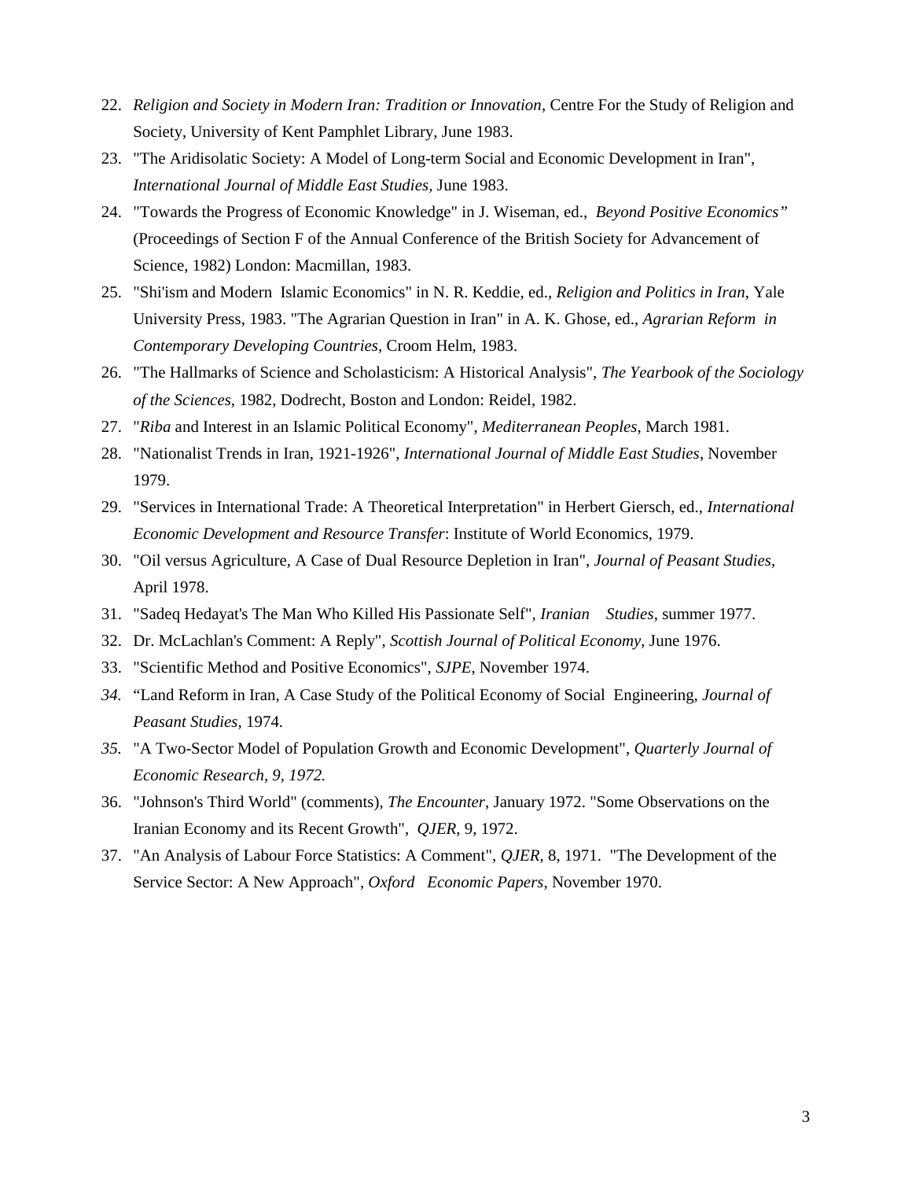22. *Religion and Society in Modern Iran: Tradition or Innovation*, Centre For the Study of Religion and Society, University of Kent Pamphlet Library, June 1983.
23. "The Aridisolatic Society: A Model of Long-term Social and Economic Development in Iran", *International Journal of Middle East Studies,* June 1983.
24. "Towards the Progress of Economic Knowledge" in J. Wiseman, ed., *Beyond Positive Economics"* (Proceedings of Section F of the Annual Conference of the British Society for Advancement of Science, 1982) London: Macmillan, 1983.
25. "Shi'ism and Modern Islamic Economics" in N. R. Keddie, ed., *Religion and Politics in Iran*, Yale University Press, 1983. "The Agrarian Question in Iran" in A. K. Ghose, ed., *Agrarian Reform in Contemporary Developing Countries*, Croom Helm, 1983.
26. "The Hallmarks of Science and Scholasticism: A Historical Analysis", *The Yearbook of the Sociology of the Sciences*, 1982, Dodrecht, Boston and London: Reidel, 1982.
27. "*Riba* and Interest in an Islamic Political Economy", *Mediterranean Peoples*, March 1981.
28. "Nationalist Trends in Iran, 1921-1926", *International Journal of Middle East Studies*, November 1979.
29. "Services in International Trade: A Theoretical Interpretation" in Herbert Giersch, ed., *International Economic Development and Resource Transfer*: Institute of World Economics, 1979.
30. "Oil versus Agriculture, A Case of Dual Resource Depletion in Iran", *Journal of Peasant Studies*, April 1978.
31. "Sadeq Hedayat's The Man Who Killed His Passionate Self", *Iranian Studies*, summer 1977.
32. Dr. McLachlan's Comment: A Reply", *Scottish Journal of Political Economy*, June 1976.
33. "Scientific Method and Positive Economics", *SJPE*, November 1974.
34. "Land Reform in Iran, A Case Study of the Political Economy of Social Engineering, *Journal of Peasant Studies,* 1974.
35. "A Two-Sector Model of Population Growth and Economic Development", *Quarterly Journal of Economic Research, 9, 1972.*
36. "Johnson's Third World" (comments), *The Encounter*, January 1972. "Some Observations on the Iranian Economy and its Recent Growth", *QJER*, 9, 1972.
37. "An Analysis of Labour Force Statistics: A Comment", *QJER,* 8, 1971. "The Development of the Service Sector: A New Approach", *Oxford Economic Papers*, November 1970.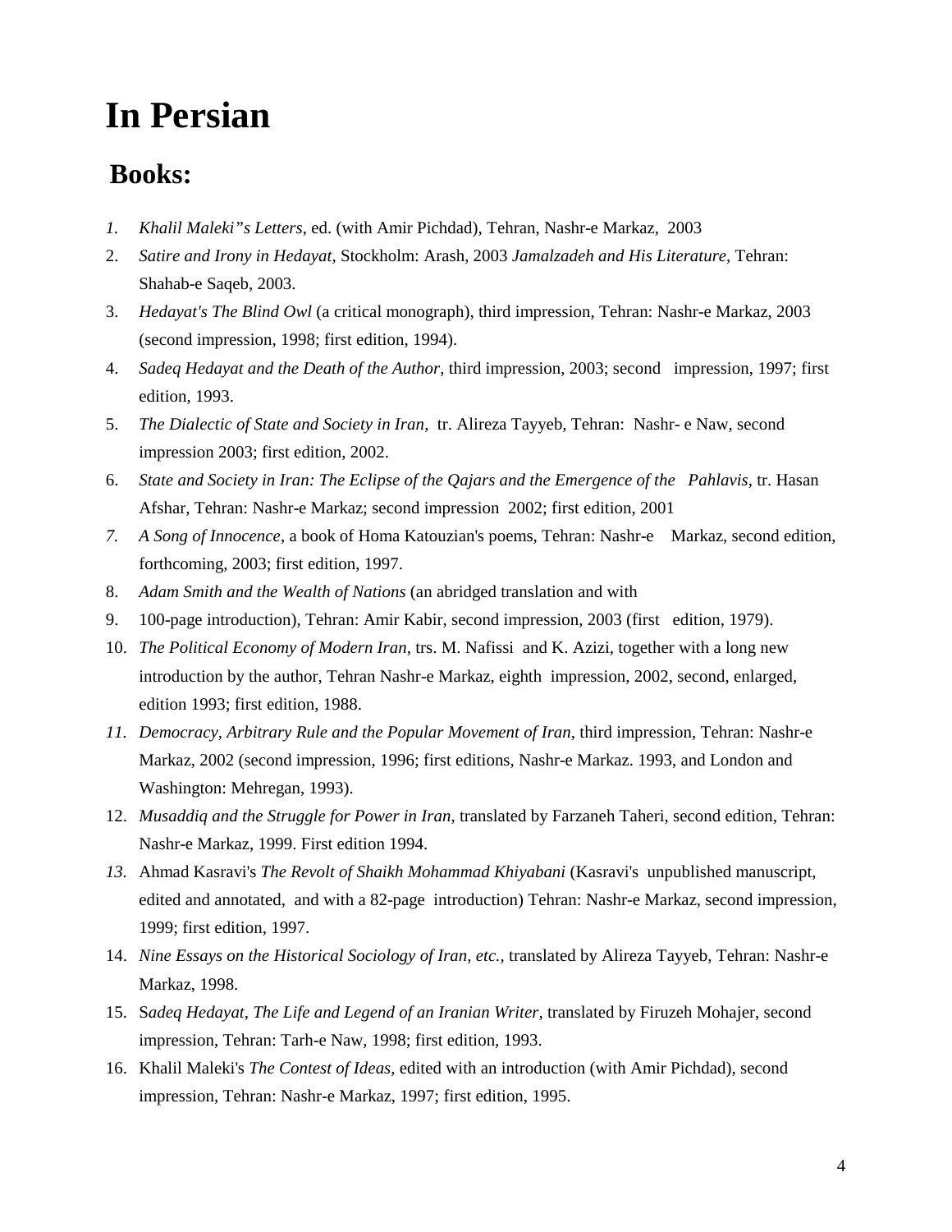# In Persian

## Books:

1. *Khalil Maleki"s Letters*, ed. (with Amir Pichdad), Tehran, Nashr-e Markaz, 2003
2. *Satire and Irony in Hedayat*, Stockholm: Arash, 2003 *Jamalzadeh and His Literature*, Tehran: Shahab-e Saqeb, 2003.
3. *Hedayat's The Blind Owl* (a critical monograph), third impression, Tehran: Nashr-e Markaz, 2003 (second impression, 1998; first edition, 1994).
4. *Sadeq Hedayat and the Death of the Author*, third impression, 2003; second impression, 1997; first edition, 1993.
5. *The Dialectic of State and Society in Iran*, tr. Alireza Tayyeb, Tehran: Nashr- e Naw, second impression 2003; first edition, 2002.
6. *State and Society in Iran: The Eclipse of the Qajars and the Emergence of the Pahlavis*, tr. Hasan Afshar, Tehran: Nashr-e Markaz; second impression 2002; first edition, 2001
7. *A Song of Innocence*, a book of Homa Katouzian's poems, Tehran: Nashr-e Markaz, second edition, forthcoming, 2003; first edition, 1997.
8. *Adam Smith and the Wealth of Nations* (an abridged translation and with
9. 100-page introduction), Tehran: Amir Kabir, second impression, 2003 (first edition, 1979).
10. *The Political Economy of Modern Iran*, trs. M. Nafissi and K. Azizi, together with a long new introduction by the author, Tehran Nashr-e Markaz, eighth impression, 2002, second, enlarged, edition 1993; first edition, 1988.
11. *Democracy, Arbitrary Rule and the Popular Movement of Iran*, third impression, Tehran: Nashr-e Markaz, 2002 (second impression, 1996; first editions, Nashr-e Markaz. 1993, and London and Washington: Mehregan, 1993).
12. *Musaddiq and the Struggle for Power in Iran*, translated by Farzaneh Taheri, second edition, Tehran: Nashr-e Markaz, 1999. First edition 1994.
13. Ahmad Kasravi's *The Revolt of Shaikh Mohammad Khiyabani* (Kasravi's unpublished manuscript, edited and annotated, and with a 82-page introduction) Tehran: Nashr-e Markaz, second impression, 1999; first edition, 1997.
14. *Nine Essays on the Historical Sociology of Iran, etc.*, translated by Alireza Tayyeb, Tehran: Nashr-e Markaz, 1998.
15. S*adeq Hedayat, The Life and Legend of an Iranian Writer*, translated by Firuzeh Mohajer, second impression, Tehran: Tarh-e Naw, 1998; first edition, 1993.
16. Khalil Maleki's *The Contest of Ideas*, edited with an introduction (with Amir Pichdad), second impression, Tehran: Nashr-e Markaz, 1997; first edition, 1995.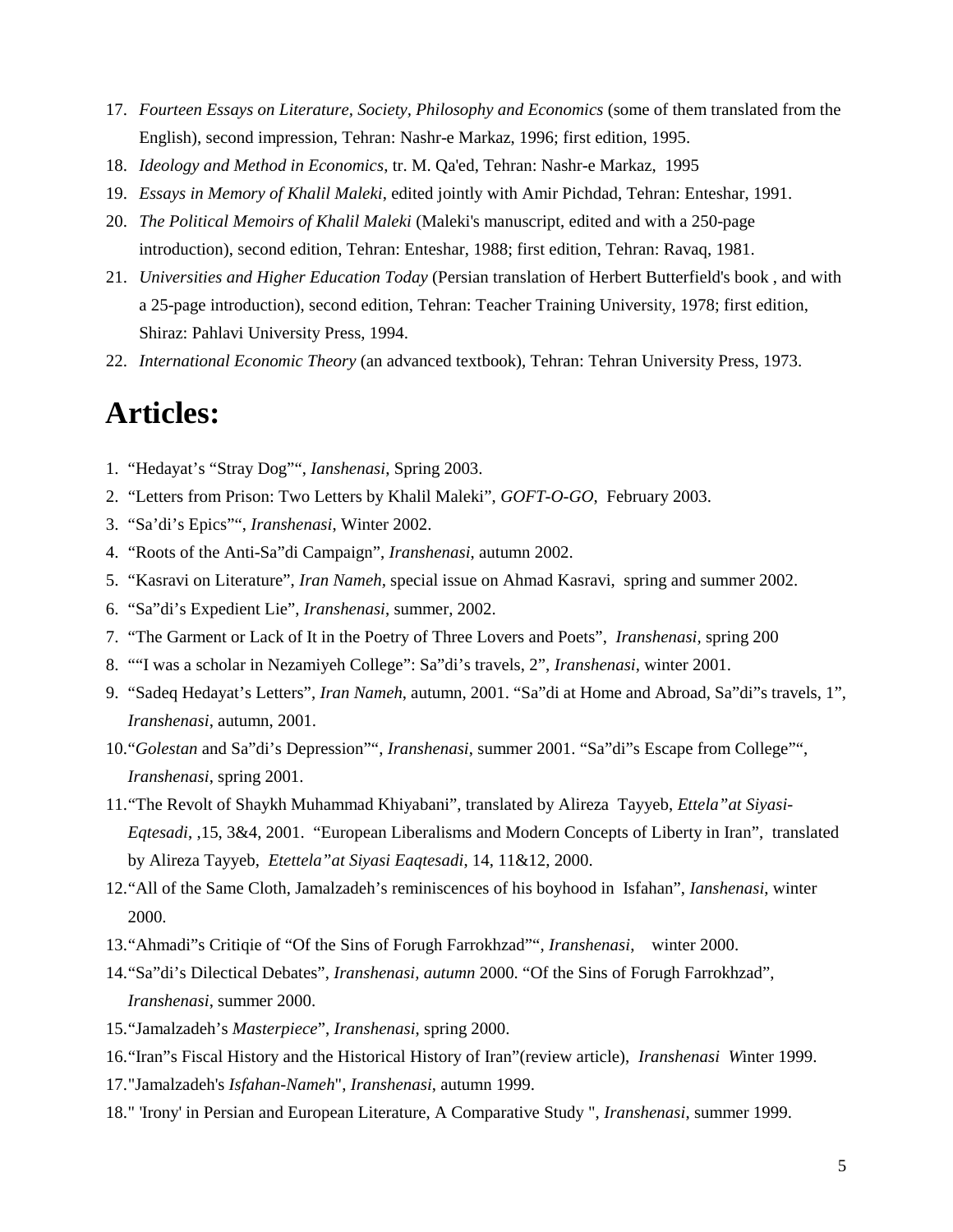17. *Fourteen Essays on Literature, Society, Philosophy and Economics* (some of them translated from the English), second impression, Tehran: Nashr-e Markaz, 1996; first edition, 1995.
18. *Ideology and Method in Economics*, tr. M. Qa'ed, Tehran: Nashr-e Markaz, 1995
19. *Essays in Memory of Khalil Maleki*, edited jointly with Amir Pichdad, Tehran: Enteshar, 1991.
20. *The Political Memoirs of Khalil Maleki* (Maleki's manuscript, edited and with a 250-page introduction), second edition, Tehran: Enteshar, 1988; first edition, Tehran: Ravaq, 1981.
21. *Universities and Higher Education Today* (Persian translation of Herbert Butterfield's book , and with a 25-page introduction), second edition, Tehran: Teacher Training University, 1978; first edition, Shiraz: Pahlavi University Press, 1994.
22. *International Economic Theory* (an advanced textbook), Tehran: Tehran University Press, 1973.

# Articles:

1. "Hedayat's "Stray Dog"", *Ianshenasi*, Spring 2003.
2. "Letters from Prison: Two Letters by Khalil Maleki", *GOFT-O-GO*, February 2003.
3. "Sa'di's Epics"", *Iranshenasi*, Winter 2002.
4. "Roots of the Anti-Sa"di Campaign", *Iranshenasi*, autumn 2002.
5. "Kasravi on Literature", *Iran Nameh*, special issue on Ahmad Kasravi, spring and summer 2002.
6. "Sa"di's Expedient Lie", *Iranshenasi*, summer, 2002.
7. "The Garment or Lack of It in the Poetry of Three Lovers and Poets", *Iranshenasi*, spring 200
8. ""I was a scholar in Nezamiyeh College": Sa"di's travels, 2", *Iranshenasi*, winter 2001.
9. "Sadeq Hedayat's Letters", *Iran Nameh*, autumn, 2001. "Sa"di at Home and Abroad, Sa"di"s travels, 1", *Iranshenasi*, autumn, 2001.
10. "*Golestan* and Sa"di's Depression"", *Iranshenasi*, summer 2001. "Sa"di"s Escape from College"", *Iranshenasi*, spring 2001.
11. "The Revolt of Shaykh Muhammad Khiyabani", translated by Alireza Tayyeb, *Ettela"at Siyasi-Eqtesadi*, ,15, 3&4, 2001. "European Liberalisms and Modern Concepts of Liberty in Iran", translated by Alireza Tayyeb, *Etettela"at Siyasi Eaqtesadi*, 14, 11&12, 2000.
12. "All of the Same Cloth, Jamalzadeh's reminiscences of his boyhood in Isfahan", *Ianshenasi*, winter 2000.
13. "Ahmadi"s Critiqie of "Of the Sins of Forugh Farrokhzad"", *Iranshenasi*, winter 2000.
14. "Sa"di's Dilectical Debates", *Iranshenasi, autumn* 2000. "Of the Sins of Forugh Farrokhzad", *Iranshenasi*, summer 2000.
15. "Jamalzadeh's *Masterpiece*", *Iranshenasi*, spring 2000.
16. "Iran"s Fiscal History and the Historical History of Iran"(review article), *Iranshenasi Wi*nter 1999.
17. "Jamalzadeh's *Isfahan-Nameh*", *Iranshenasi*, autumn 1999.
18. " 'Irony' in Persian and European Literature, A Comparative Study ", *Iranshenasi*, summer 1999.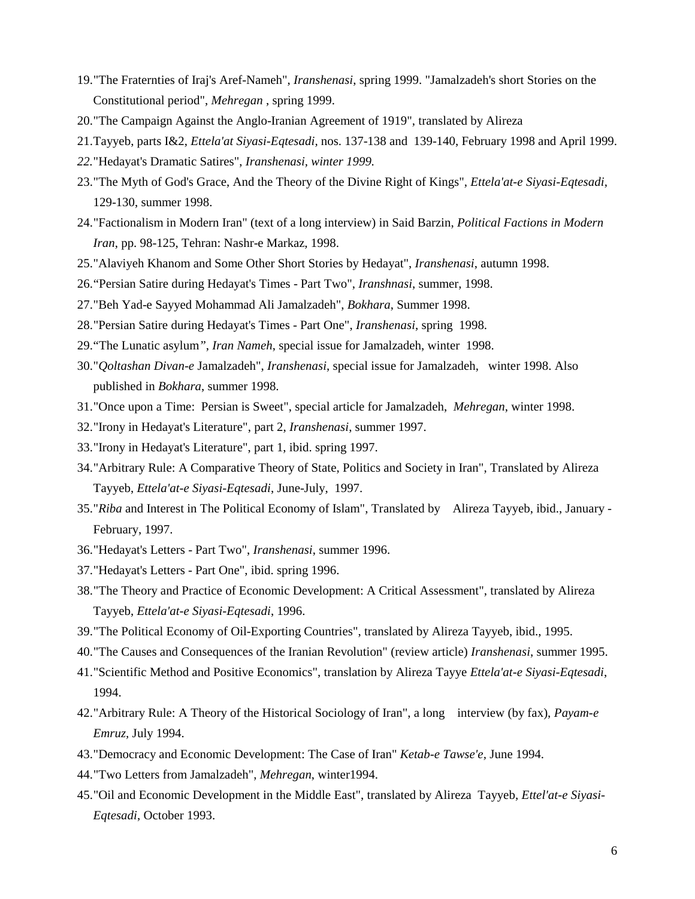19."The Fraternties of Iraj's Aref-Nameh", *Iranshenasi*, spring 1999. "Jamalzadeh's short Stories on the Constitutional period", *Mehregan* , spring 1999.

20."The Campaign Against the Anglo-Iranian Agreement of 1919", translated by Alireza

21.Tayyeb, parts I&2, *Ettela'at Siyasi-Eqtesadi*, nos. 137-138 and 139-140, February 1998 and April 1999.

*22.*"Hedayat's Dramatic Satires", *Iranshenasi, winter 1999.*

23."The Myth of God's Grace, And the Theory of the Divine Right of Kings", *Ettela'at-e Siyasi-Eqtesadi*, 129-130, summer 1998.

24."Factionalism in Modern Iran" (text of a long interview) in Said Barzin, *Political Factions in Modern Iran*, pp. 98-125, Tehran: Nashr-e Markaz, 1998.

25."Alaviyeh Khanom and Some Other Short Stories by Hedayat", *Iranshenasi*, autumn 1998.

26."Persian Satire during Hedayat's Times - Part Two", *Iranshnasi*, summer, 1998.

27."Beh Yad-e Sayyed Mohammad Ali Jamalzadeh", *Bokhara*, Summer 1998.

28."Persian Satire during Hedayat's Times - Part One", *Iranshenasi*, spring 1998.

29."The Lunatic asylum", *Iran Nameh*, special issue for Jamalzadeh, winter 1998.

30."*Qoltashan Divan-e* Jamalzadeh", *Iranshenasi*, special issue for Jamalzadeh, winter 1998. Also published in *Bokhara*, summer 1998.

31."Once upon a Time: Persian is Sweet", special article for Jamalzadeh, *Mehregan*, winter 1998.

32."Irony in Hedayat's Literature", part 2, *Iranshenasi*, summer 1997.

33."Irony in Hedayat's Literature", part 1, ibid. spring 1997.

34."Arbitrary Rule: A Comparative Theory of State, Politics and Society in Iran", Translated by Alireza Tayyeb, *Ettela'at-e Siyasi-Eqtesadi*, June-July, 1997.

35."*Riba* and Interest in The Political Economy of Islam", Translated by Alireza Tayyeb, ibid., January - February, 1997.

36."Hedayat's Letters - Part Two", *Iranshenasi*, summer 1996.

37."Hedayat's Letters - Part One", ibid. spring 1996.

38."The Theory and Practice of Economic Development: A Critical Assessment", translated by Alireza Tayyeb, *Ettela'at-e Siyasi-Eqtesadi*, 1996.

39."The Political Economy of Oil-Exporting Countries", translated by Alireza Tayyeb, ibid., 1995.

40."The Causes and Consequences of the Iranian Revolution" (review article) *Iranshenasi*, summer 1995.

41."Scientific Method and Positive Economics", translation by Alireza Tayye *Ettela'at-e Siyasi-Eqtesadi*, 1994.

42."Arbitrary Rule: A Theory of the Historical Sociology of Iran", a long interview (by fax), *Payam-e Emruz*, July 1994.

43."Democracy and Economic Development: The Case of Iran" *Ketab-e Tawse'e*, June 1994.

44."Two Letters from Jamalzadeh", *Mehregan*, winter1994.

45."Oil and Economic Development in the Middle East", translated by Alireza Tayyeb, *Ettel'at-e Siyasi-Eqtesadi*, October 1993.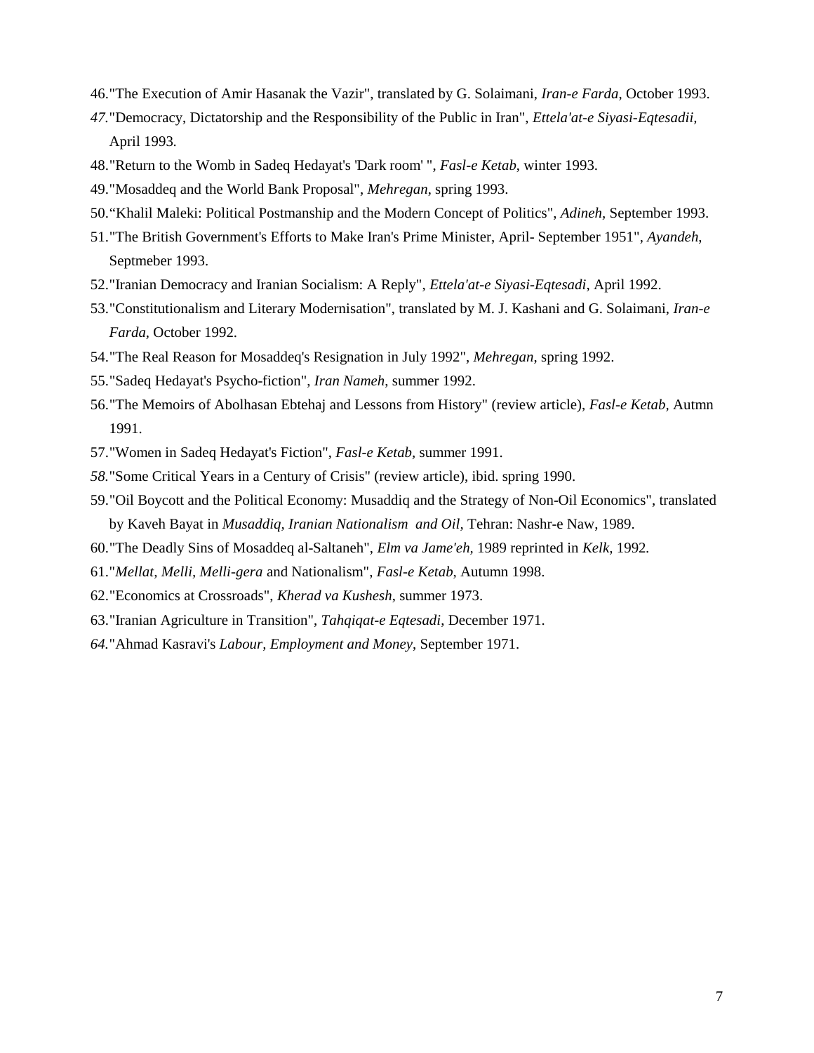46."The Execution of Amir Hasanak the Vazir", translated by G. Solaimani, *Iran-e Farda*, October 1993.

*47.*"Democracy, Dictatorship and the Responsibility of the Public in Iran", *Ettela'at-e Siyasi-Eqtesadii*, April 1993.

48."Return to the Womb in Sadeq Hedayat's 'Dark room' ", *Fasl-e Ketab*, winter 1993.

49."Mosaddeq and the World Bank Proposal", *Mehregan*, spring 1993.

50."Khalil Maleki: Political Postmanship and the Modern Concept of Politics", *Adineh,* September 1993.

51."The British Government's Efforts to Make Iran's Prime Minister, April- September 1951", *Ayandeh*, Septmeber 1993.

52."Iranian Democracy and Iranian Socialism: A Reply", *Ettela'at-e Siyasi-Eqtesadi*, April 1992.

53."Constitutionalism and Literary Modernisation", translated by M. J. Kashani and G. Solaimani, *Iran-e Farda,* October 1992.

54."The Real Reason for Mosaddeq's Resignation in July 1992", *Mehregan*, spring 1992.

55."Sadeq Hedayat's Psycho-fiction", *Iran Nameh*, summer 1992.

56."The Memoirs of Abolhasan Ebtehaj and Lessons from History" (review article), *Fasl-e Ketab,* Autmn 1991.

57."Women in Sadeq Hedayat's Fiction", *Fasl-e Ketab,* summer 1991.

*58.*"Some Critical Years in a Century of Crisis" (review article), ibid. spring 1990.

59."Oil Boycott and the Political Economy: Musaddiq and the Strategy of Non-Oil Economics", translated by Kaveh Bayat in *Musaddiq, Iranian Nationalism and Oil,* Tehran: Nashr-e Naw, 1989.

60."The Deadly Sins of Mosaddeq al-Saltaneh", *Elm va Jame'eh,* 1989 reprinted in *Kelk,* 1992.

61."*Mellat, Melli, Melli-gera* and Nationalism", *Fasl-e Ketab*, Autumn 1998.

62."Economics at Crossroads", *Kherad va Kushesh*, summer 1973.

63."Iranian Agriculture in Transition", *Tahqiqat-e Eqtesadi*, December 1971.

*64.*"Ahmad Kasravi's *Labour, Employment and Money*, September 1971.